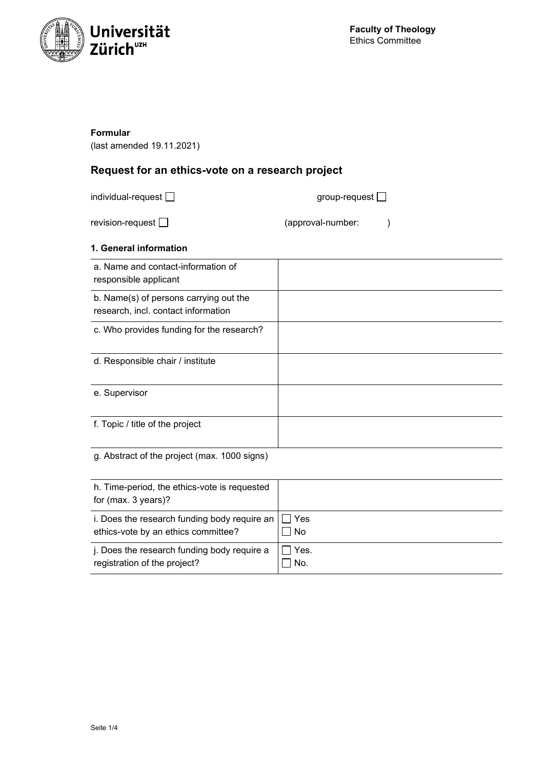**Faculty of Theology**
Ethics Committee

**Formular**
(last amended 19.11.2021)

## Request for an ethics-vote on a research project

individual-request ☐ group-request ☐

revision-request ☐ (approval-number: )

### 1. General information

| | |
|---|---|
| a. Name and contact-information of responsible applicant | |
| b. Name(s) of persons carrying out the research, incl. contact information | |
| c. Who provides funding for the research? | |
| d. Responsible chair / institute | |
| e. Supervisor | |
| f. Topic / title of the project | |

g. Abstract of the project (max. 1000 signs)

| | |
|---|---|
| h. Time-period, the ethics-vote is requested for (max. 3 years)? | |
| i. Does the research funding body require an ethics-vote by an ethics committee? | ☐ Yes<br>☐ No |
| j. Does the research funding body require a registration of the project? | ☐ Yes.<br>☐ No. |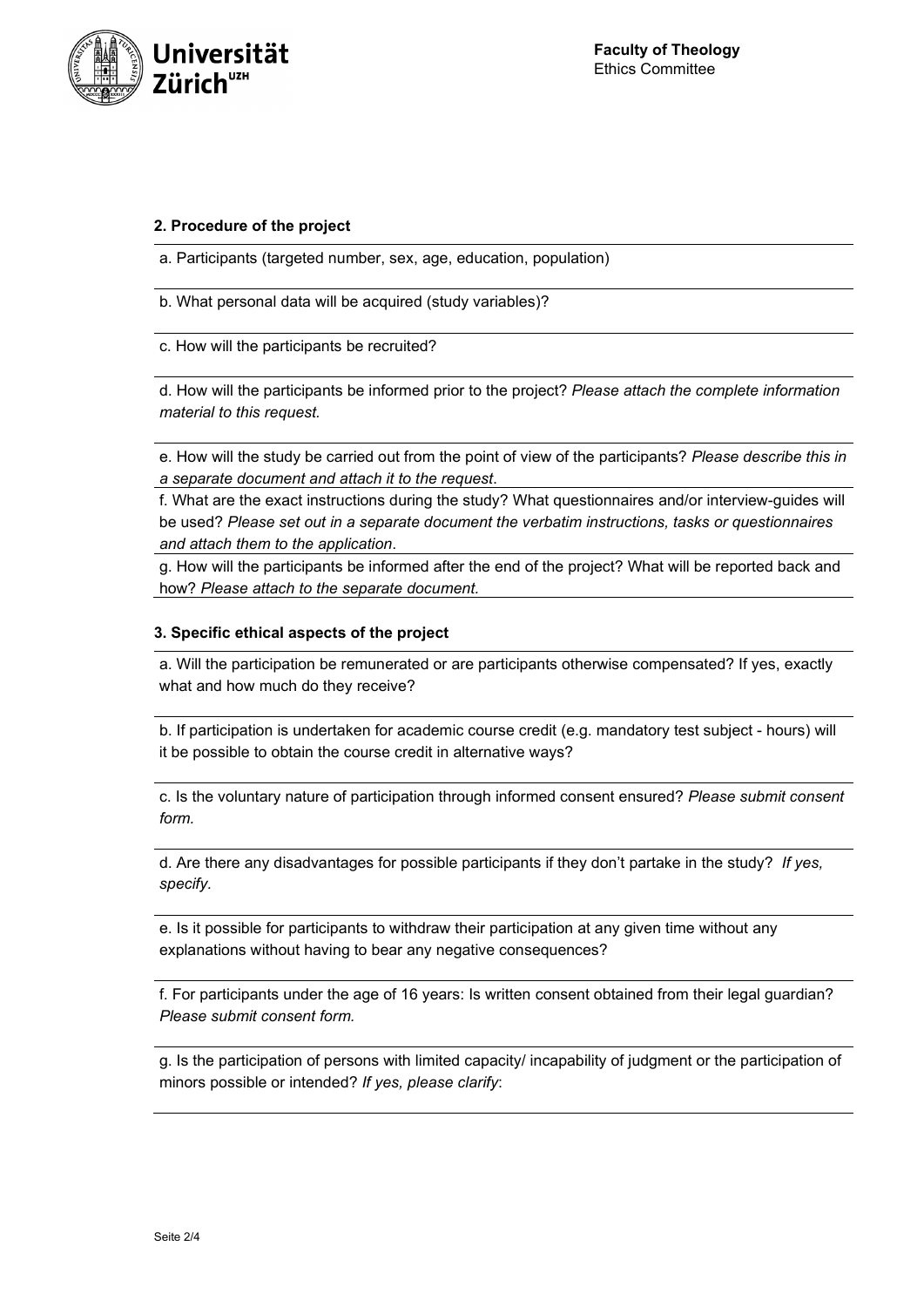**2. Procedure of the project**

a. Participants (targeted number, sex, age, education, population)

b. What personal data will be acquired (study variables)?

c. How will the participants be recruited?

d. How will the participants be informed prior to the project? *Please attach the complete information material to this request.*

e. How will the study be carried out from the point of view of the participants? *Please describe this in a separate document and attach it to the request*.

f. What are the exact instructions during the study? What questionnaires and/or interview-guides will be used? *Please set out in a separate document the verbatim instructions, tasks or questionnaires and attach them to the application*.

g. How will the participants be informed after the end of the project? What will be reported back and how? *Please attach to the separate document.*

**3. Specific ethical aspects of the project**

a. Will the participation be remunerated or are participants otherwise compensated? If yes, exactly what and how much do they receive?

b. If participation is undertaken for academic course credit (e.g. mandatory test subject - hours) will it be possible to obtain the course credit in alternative ways?

c. Is the voluntary nature of participation through informed consent ensured? *Please submit consent form.*

d. Are there any disadvantages for possible participants if they don't partake in the study? *If yes, specify.*

e. Is it possible for participants to withdraw their participation at any given time without any explanations without having to bear any negative consequences?

f. For participants under the age of 16 years: Is written consent obtained from their legal guardian? *Please submit consent form.*

g. Is the participation of persons with limited capacity/ incapability of judgment or the participation of minors possible or intended? *If yes, please clarify*: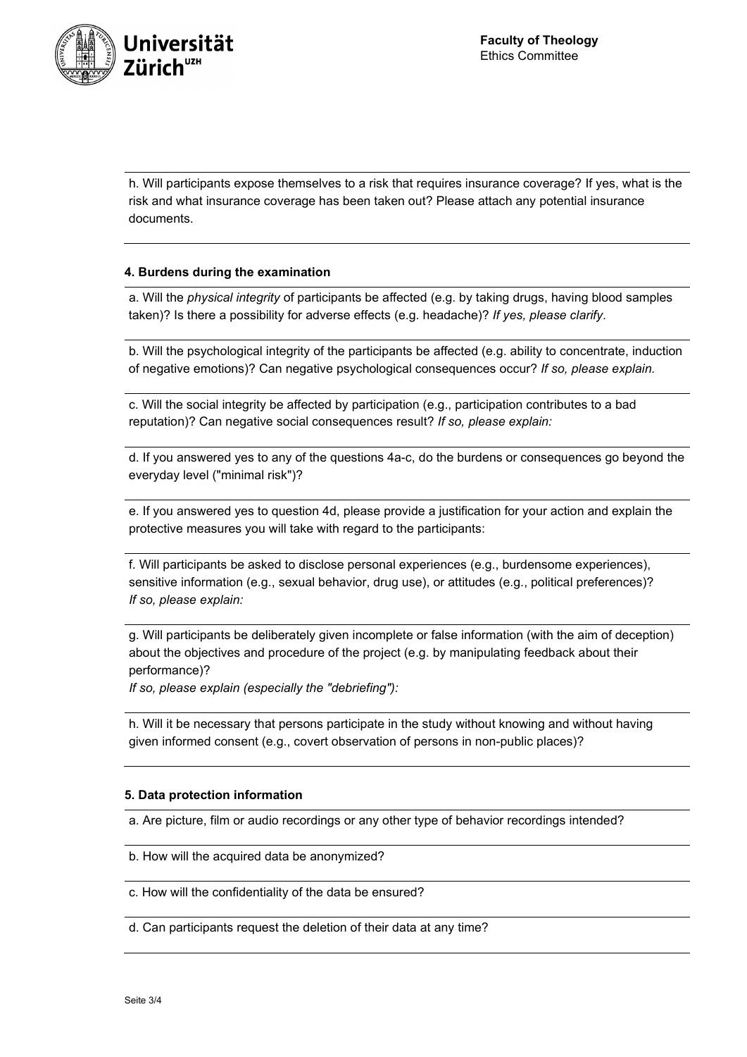h. Will participants expose themselves to a risk that requires insurance coverage? If yes, what is the risk and what insurance coverage has been taken out? Please attach any potential insurance documents.

**4. Burdens during the examination**

a. Will the *physical integrity* of participants be affected (e.g. by taking drugs, having blood samples taken)? Is there a possibility for adverse effects (e.g. headache)? *If yes, please clarify*.

b. Will the psychological integrity of the participants be affected (e.g. ability to concentrate, induction of negative emotions)? Can negative psychological consequences occur? *If so, please explain.*

c. Will the social integrity be affected by participation (e.g., participation contributes to a bad reputation)? Can negative social consequences result? *If so, please explain:*

d. If you answered yes to any of the questions 4a-c, do the burdens or consequences go beyond the everyday level ("minimal risk")?

e. If you answered yes to question 4d, please provide a justification for your action and explain the protective measures you will take with regard to the participants:

f. Will participants be asked to disclose personal experiences (e.g., burdensome experiences), sensitive information (e.g., sexual behavior, drug use), or attitudes (e.g., political preferences)? *If so, please explain:*

g. Will participants be deliberately given incomplete or false information (with the aim of deception) about the objectives and procedure of the project (e.g. by manipulating feedback about their performance)?
*If so, please explain (especially the "debriefing"):*

h. Will it be necessary that persons participate in the study without knowing and without having given informed consent (e.g., covert observation of persons in non-public places)?

**5. Data protection information**

a. Are picture, film or audio recordings or any other type of behavior recordings intended?

b. How will the acquired data be anonymized?

c. How will the confidentiality of the data be ensured?

d. Can participants request the deletion of their data at any time?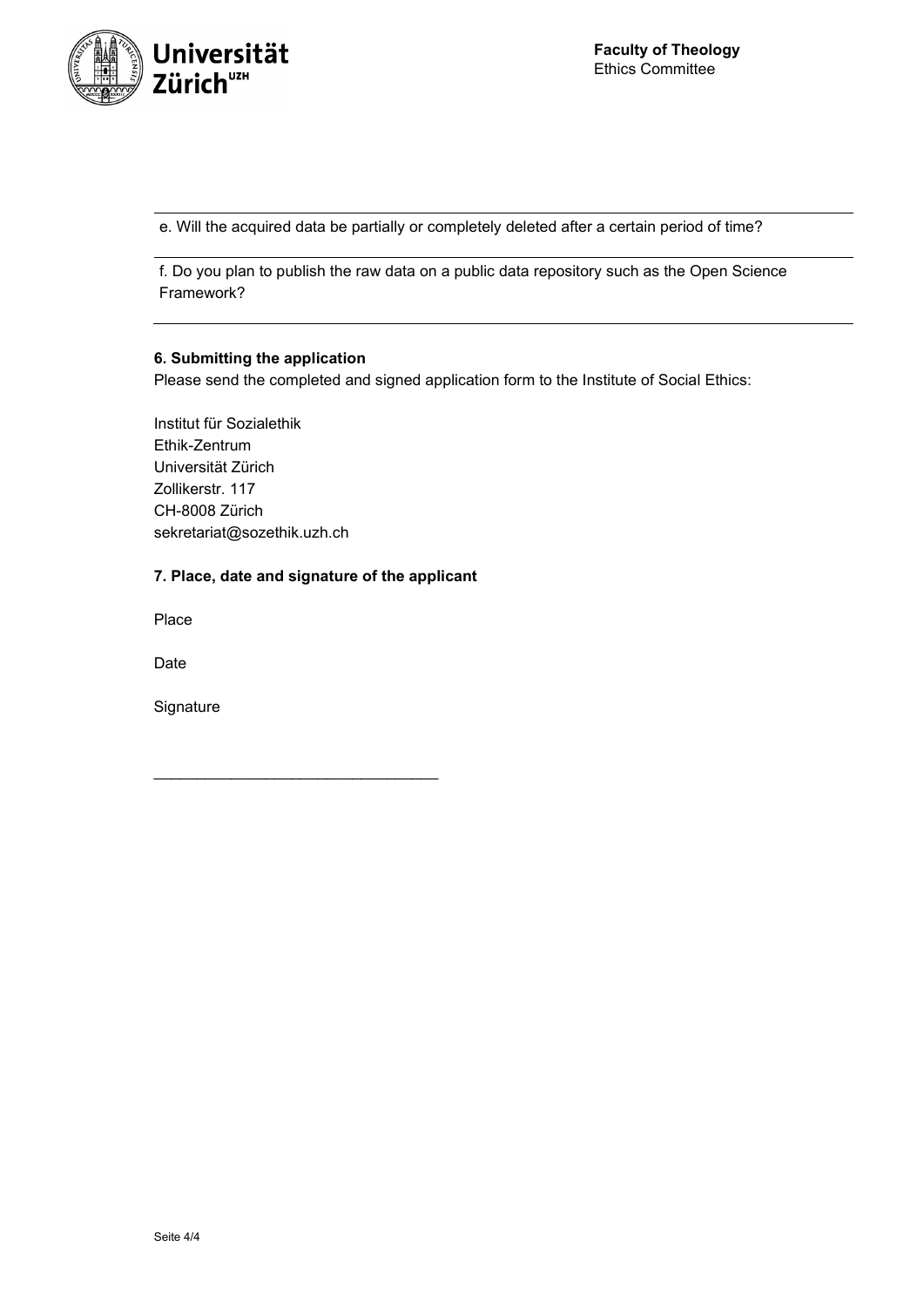e. Will the acquired data be partially or completely deleted after a certain period of time?

f. Do you plan to publish the raw data on a public data repository such as the Open Science Framework?

**6. Submitting the application**

Please send the completed and signed application form to the Institute of Social Ethics:

Institut für Sozialethik
Ethik-Zentrum
Universität Zürich
Zollikerstr. 117
CH-8008 Zürich
sekretariat@sozethik.uzh.ch

**7. Place, date and signature of the applicant**

Place

Date

Signature

_________________________________